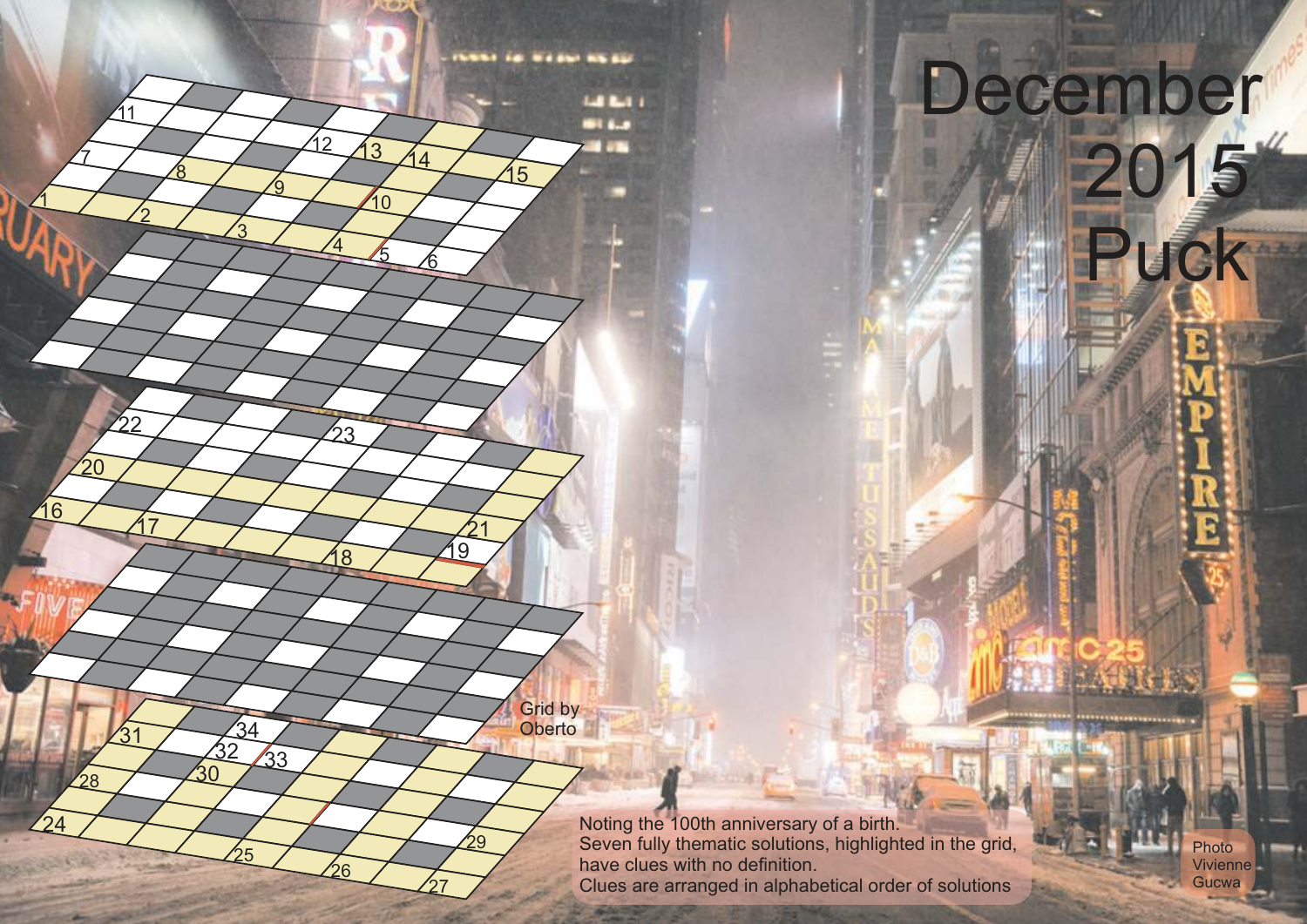# December 2015 Puck

Grid by Oberto

Noting the 100th anniversary of a birth.
Seven fully thematic solutions, highlighted in the grid, have clues with no definition.
Clues are arranged in alphabetical order of solutions

Photo Vivienne Gucwa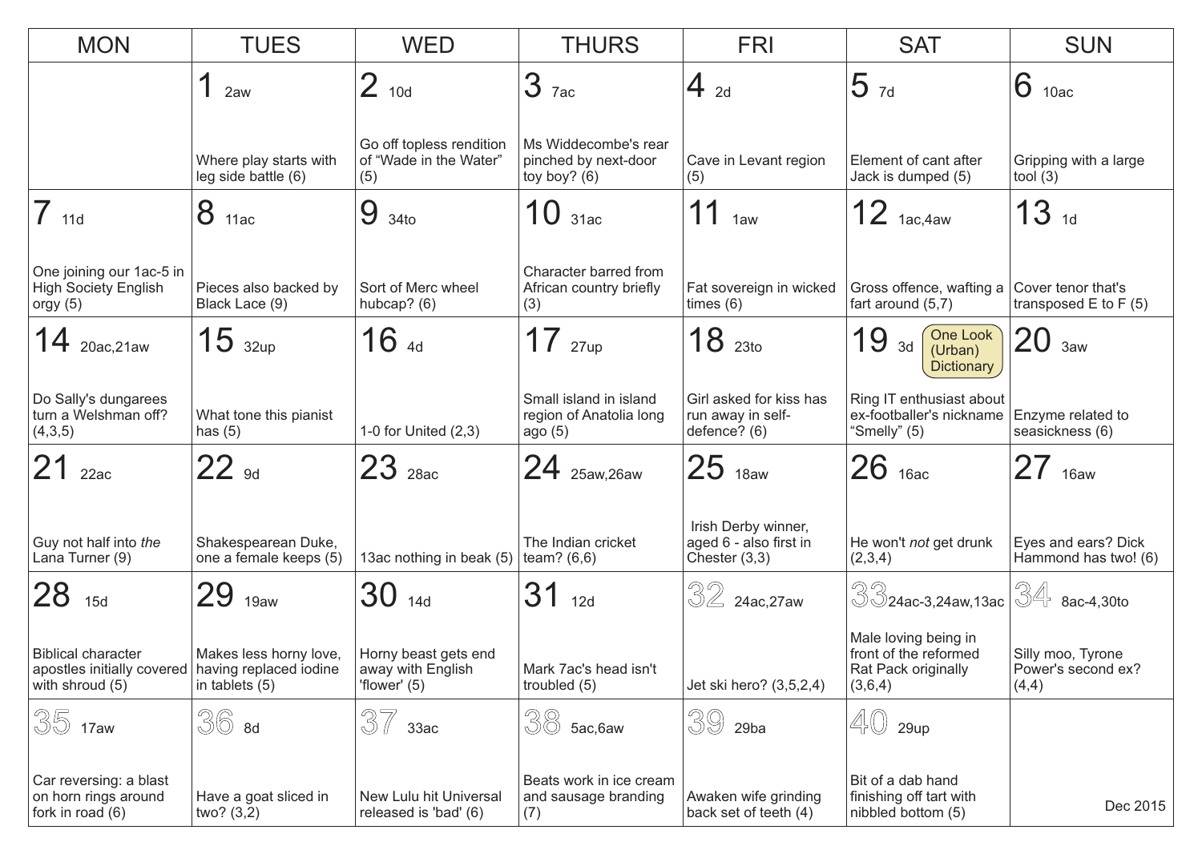| MON | TUES | WED | THURS | FRI | SAT | SUN |
| --- | --- | --- | --- | --- | --- | --- |
| | 1 2aw<br>Where play starts with leg side battle (6) | 2 10d<br>Go off topless rendition of "Wade in the Water" (5) | 3 7ac<br>Ms Widdecombe's rear pinched by next-door toy boy? (6) | 4 2d<br>Cave in Levant region (5) | 5 7d<br>Element of cant after Jack is dumped (5) | 6 10ac<br>Gripping with a large tool (3) |
| 7 11d<br>One joining our 1ac-5 in High Society English orgy (5) | 8 11ac<br>Pieces also backed by Black Lace (9) | 9 34to<br>Sort of Merc wheel hubcap? (6) | 10 31ac<br>Character barred from African country briefly (3) | 11 1aw<br>Fat sovereign in wicked times (6) | 12 1ac,4aw<br>Gross offence, wafting a fart around (5,7) | 13 1d<br>Cover tenor that's transposed E to F (5) |
| 14 20ac,21aw<br>Do Sally's dungarees turn a Welshman off? (4,3,5) | 15 32up<br>What tone this pianist has (5) | 16 4d<br>1-0 for United (2,3) | 17 27up<br>Small island in island region of Anatolia long ago (5) | 18 23to<br>Girl asked for kiss has run away in self-defence? (6) | 19 3d One Look (Urban) Dictionary<br>Ring IT enthusiast about ex-footballer's nickname "Smelly" (5) | 20 3aw<br>Enzyme related to seasickness (6) |
| 21 22ac<br>Guy not half into *the* Lana Turner (9) | 22 9d<br>Shakespearean Duke, one a female keeps (5) | 23 28ac<br>13ac nothing in beak (5) | 24 25aw,26aw<br>The Indian cricket team? (6,6) | 25 18aw<br>Irish Derby winner, aged 6 - also first in Chester (3,3) | 26 16ac<br>He won't *not* get drunk (2,3,4) | 27 16aw<br>Eyes and ears? Dick Hammond has two! (6) |
| 28 15d<br>Biblical character apostles initially covered with shroud (5) | 29 19aw<br>Makes less horny love, having replaced iodine in tablets (5) | 30 14d<br>Horny beast gets end away with English 'flower' (5) | 31 12d<br>Mark 7ac's head isn't troubled (5) | 32 24ac,27aw<br>Jet ski hero? (3,5,2,4) | 33 24ac-3,24aw,13ac<br>Male loving being in front of the reformed Rat Pack originally (3,6,4) | 34 8ac-4,30to<br>Silly moo, Tyrone Power's second ex? (4,4) |
| 35 17aw<br>Car reversing: a blast on horn rings around fork in road (6) | 36 8d<br>Have a goat sliced in two? (3,2) | 37 33ac<br>New Lulu hit Universal released is 'bad' (6) | 38 5ac,6aw<br>Beats work in ice cream and sausage branding (7) | 39 29ba<br>Awaken wife grinding back set of teeth (4) | 40 29up<br>Bit of a dab hand finishing off tart with nibbled bottom (5) | Dec 2015 |